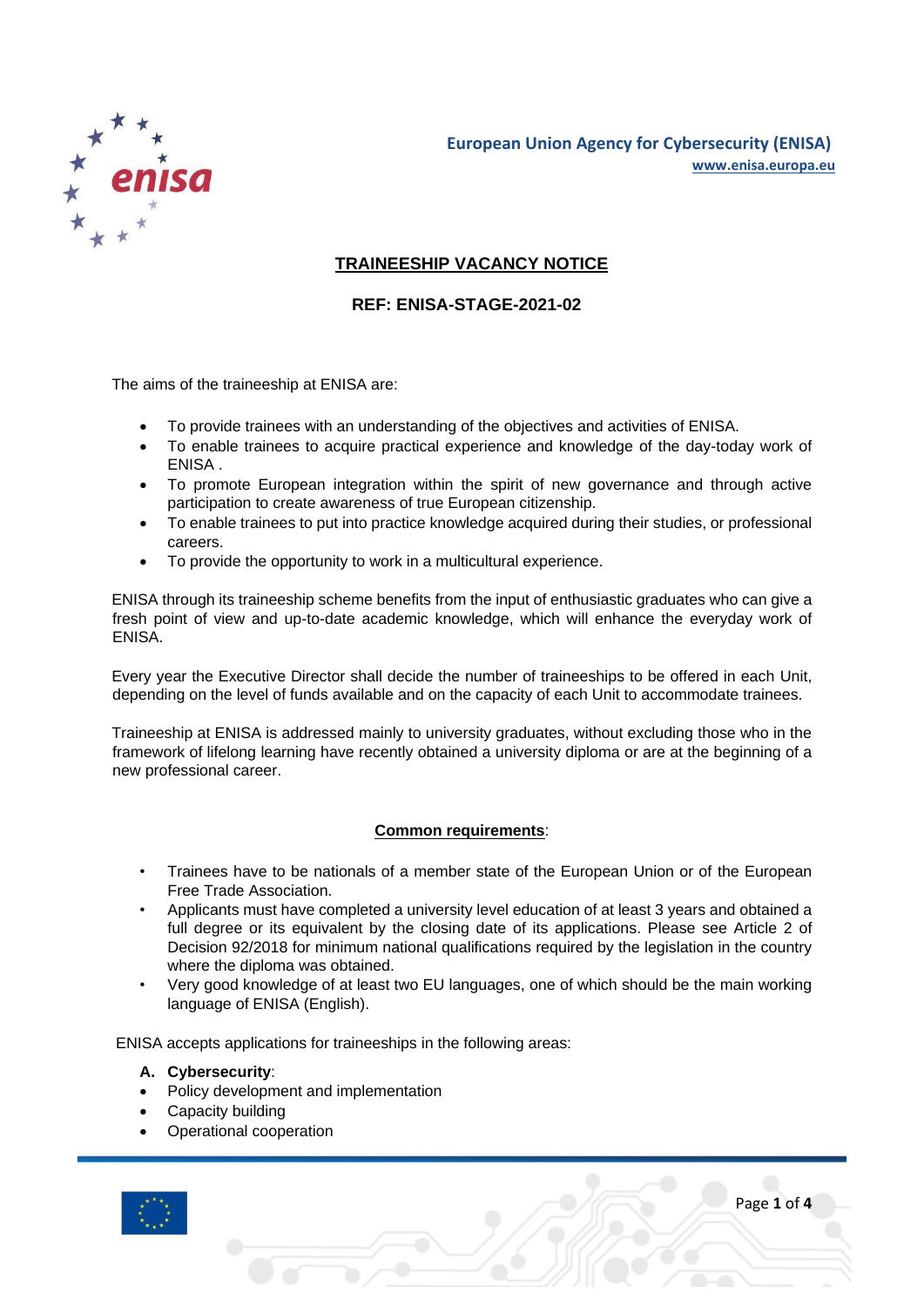European Union Agency for Cybersecurity (ENISA)
www.enisa.europa.eu

# TRAINEESHIP VACANCY NOTICE

## REF: ENISA-STAGE-2021-02

The aims of the traineeship at ENISA are:

- To provide trainees with an understanding of the objectives and activities of ENISA.
- To enable trainees to acquire practical experience and knowledge of the day-today work of ENISA .
- To promote European integration within the spirit of new governance and through active participation to create awareness of true European citizenship.
- To enable trainees to put into practice knowledge acquired during their studies, or professional careers.
- To provide the opportunity to work in a multicultural experience.

ENISA through its traineeship scheme benefits from the input of enthusiastic graduates who can give a fresh point of view and up-to-date academic knowledge, which will enhance the everyday work of ENISA.

Every year the Executive Director shall decide the number of traineeships to be offered in each Unit, depending on the level of funds available and on the capacity of each Unit to accommodate trainees.

Traineeship at ENISA is addressed mainly to university graduates, without excluding those who in the framework of lifelong learning have recently obtained a university diploma or are at the beginning of a new professional career.

### Common requirements:

- Trainees have to be nationals of a member state of the European Union or of the European Free Trade Association.
- Applicants must have completed a university level education of at least 3 years and obtained a full degree or its equivalent by the closing date of its applications. Please see Article 2 of Decision 92/2018 for minimum national qualifications required by the legislation in the country where the diploma was obtained.
- Very good knowledge of at least two EU languages, one of which should be the main working language of ENISA (English).

ENISA accepts applications for traineeships in the following areas:

**A. Cybersecurity**:

- Policy development and implementation
- Capacity building
- Operational cooperation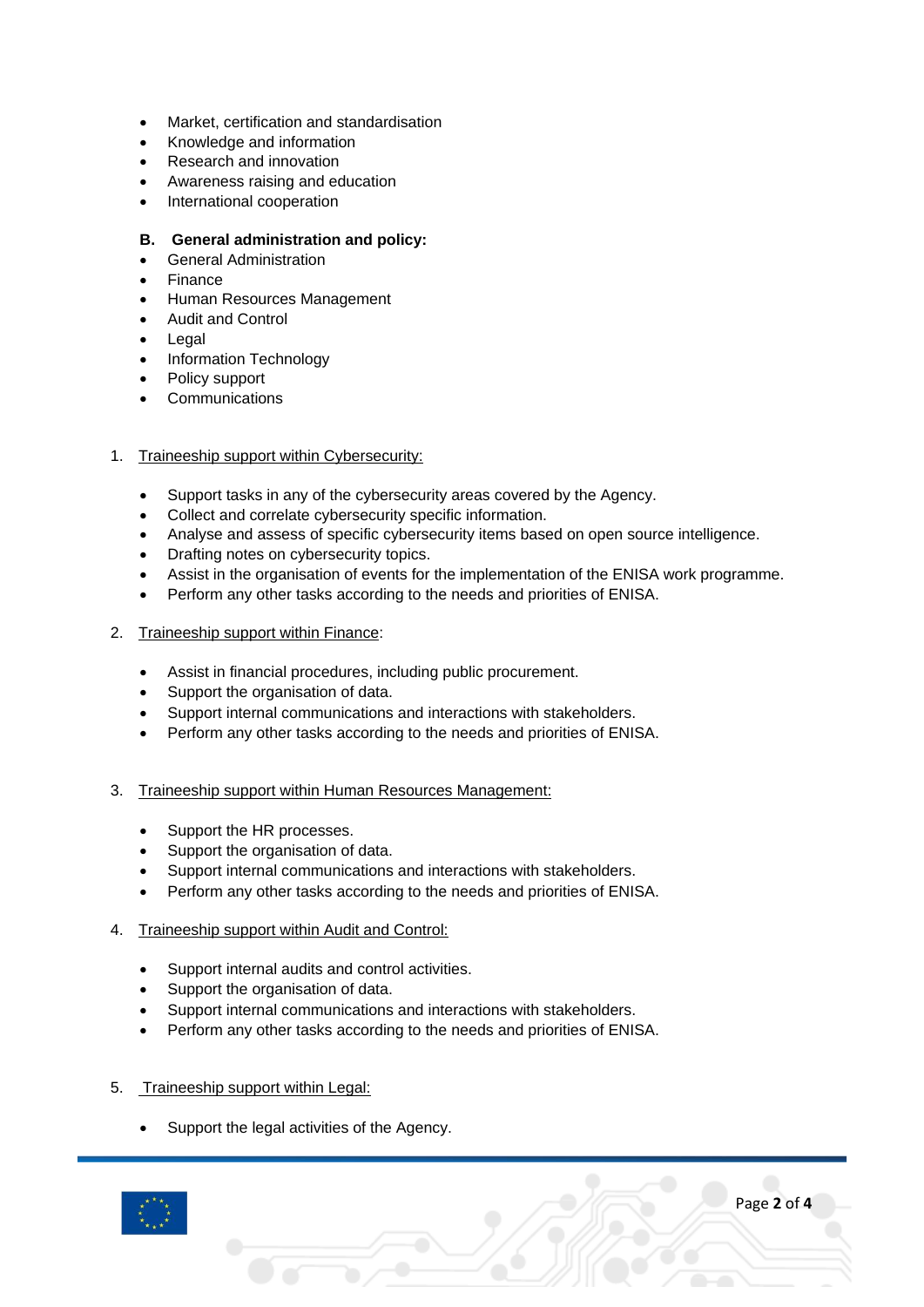- Market, certification and standardisation
- Knowledge and information
- Research and innovation
- Awareness raising and education
- International cooperation

**B. General administration and policy:**

- General Administration
- Finance
- Human Resources Management
- Audit and Control
- Legal
- Information Technology
- Policy support
- Communications

1. Traineeship support within Cybersecurity:

- Support tasks in any of the cybersecurity areas covered by the Agency.
- Collect and correlate cybersecurity specific information.
- Analyse and assess of specific cybersecurity items based on open source intelligence.
- Drafting notes on cybersecurity topics.
- Assist in the organisation of events for the implementation of the ENISA work programme.
- Perform any other tasks according to the needs and priorities of ENISA.

2. Traineeship support within Finance:

- Assist in financial procedures, including public procurement.
- Support the organisation of data.
- Support internal communications and interactions with stakeholders.
- Perform any other tasks according to the needs and priorities of ENISA.

3. Traineeship support within Human Resources Management:

- Support the HR processes.
- Support the organisation of data.
- Support internal communications and interactions with stakeholders.
- Perform any other tasks according to the needs and priorities of ENISA.

4. Traineeship support within Audit and Control:

- Support internal audits and control activities.
- Support the organisation of data.
- Support internal communications and interactions with stakeholders.
- Perform any other tasks according to the needs and priorities of ENISA.

5. Traineeship support within Legal:

- Support the legal activities of the Agency.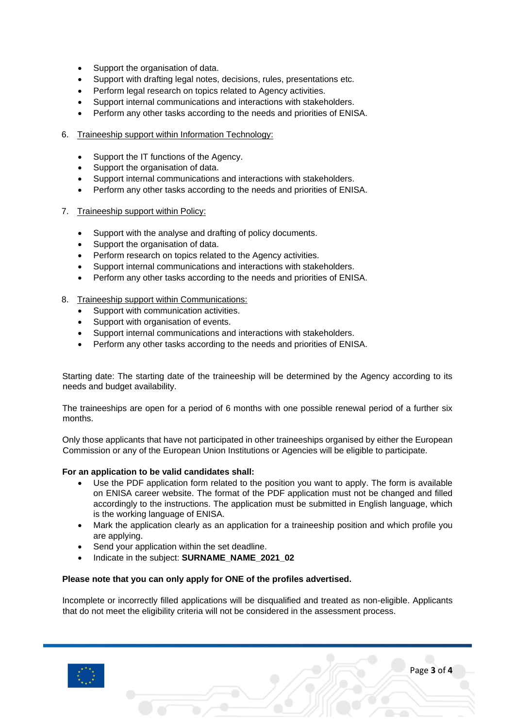- Support the organisation of data.
- Support with drafting legal notes, decisions, rules, presentations etc.
- Perform legal research on topics related to Agency activities.
- Support internal communications and interactions with stakeholders.
- Perform any other tasks according to the needs and priorities of ENISA.

6. Traineeship support within Information Technology:

- Support the IT functions of the Agency.
- Support the organisation of data.
- Support internal communications and interactions with stakeholders.
- Perform any other tasks according to the needs and priorities of ENISA.

7. Traineeship support within Policy:

- Support with the analyse and drafting of policy documents.
- Support the organisation of data.
- Perform research on topics related to the Agency activities.
- Support internal communications and interactions with stakeholders.
- Perform any other tasks according to the needs and priorities of ENISA.

8. Traineeship support within Communications:

- Support with communication activities.
- Support with organisation of events.
- Support internal communications and interactions with stakeholders.
- Perform any other tasks according to the needs and priorities of ENISA.

Starting date: The starting date of the traineeship will be determined by the Agency according to its needs and budget availability.

The traineeships are open for a period of 6 months with one possible renewal period of a further six months.

Only those applicants that have not participated in other traineeships organised by either the European Commission or any of the European Union Institutions or Agencies will be eligible to participate.

**For an application to be valid candidates shall:**

- Use the PDF application form related to the position you want to apply. The form is available on ENISA career website. The format of the PDF application must not be changed and filled accordingly to the instructions. The application must be submitted in English language, which is the working language of ENISA.
- Mark the application clearly as an application for a traineeship position and which profile you are applying.
- Send your application within the set deadline.
- Indicate in the subject: **SURNAME_NAME_2021_02**

**Please note that you can only apply for ONE of the profiles advertised.**

Incomplete or incorrectly filled applications will be disqualified and treated as non-eligible. Applicants that do not meet the eligibility criteria will not be considered in the assessment process.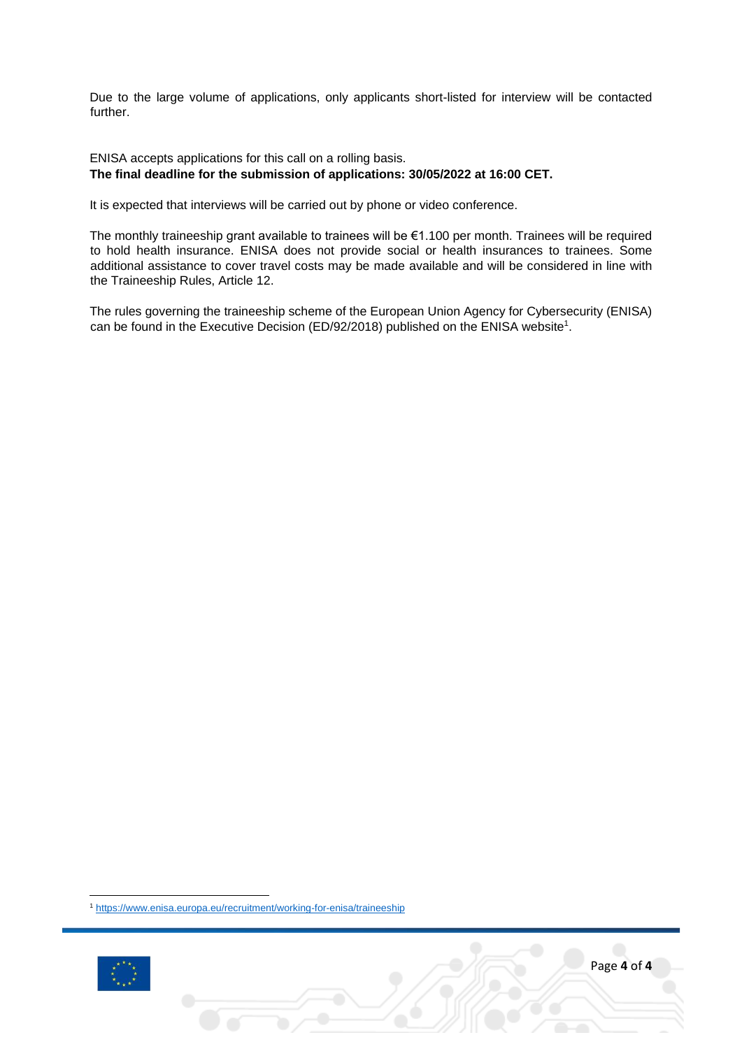Due to the large volume of applications, only applicants short-listed for interview will be contacted further.

ENISA accepts applications for this call on a rolling basis.
**The final deadline for the submission of applications: 30/05/2022 at 16:00 CET.**

It is expected that interviews will be carried out by phone or video conference.

The monthly traineeship grant available to trainees will be €1.100 per month. Trainees will be required to hold health insurance. ENISA does not provide social or health insurances to trainees. Some additional assistance to cover travel costs may be made available and will be considered in line with the Traineeship Rules, Article 12.

The rules governing the traineeship scheme of the European Union Agency for Cybersecurity (ENISA) can be found in the Executive Decision (ED/92/2018) published on the ENISA website[1].

[1] https://www.enisa.europa.eu/recruitment/working-for-enisa/traineeship